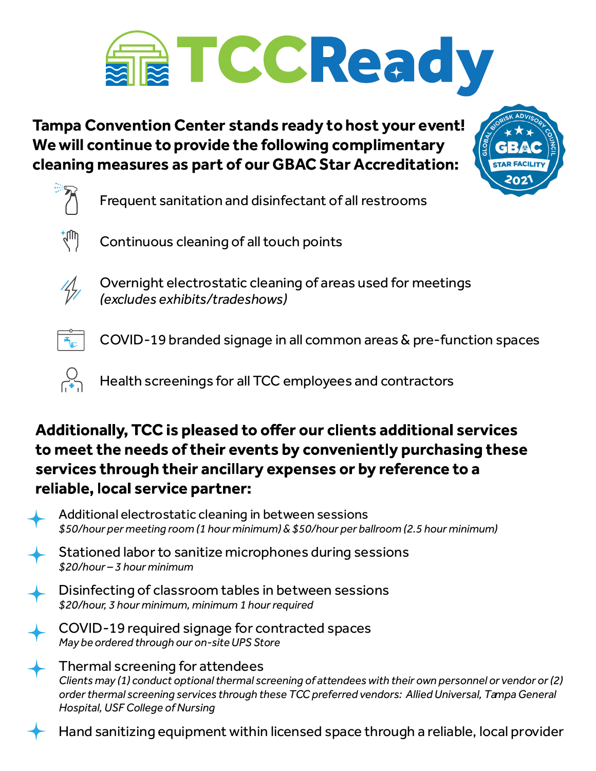# TCCReady

**Tampa Convention Center stands ready to host your event! We will continue to provide the following complimentary cleaning measures as part of our GBAC Star Accreditation:**

GLOBAL BIORISK ADVISORY COUNCIL GBAC STAR FACILITY 2021

- Frequent sanitation and disinfectant of all restrooms
- Continuous cleaning of all touch points
- Overnight electrostatic cleaning of areas used for meetings *(excludes exhibits/tradeshows)*
- COVID-19 branded signage in all common areas & pre-function spaces
- Health screenings for all TCC employees and contractors

**Additionally, TCC is pleased to offer our clients additional services to meet the needs of their events by conveniently purchasing these services through their ancillary expenses or by reference to a reliable, local service partner:**

- Additional electrostatic cleaning in between sessions
  *$50/hour per meeting room (1 hour minimum) & $50/hour per ballroom (2.5 hour minimum)*
- Stationed labor to sanitize microphones during sessions
  *$20/hour – 3 hour minimum*
- Disinfecting of classroom tables in between sessions
  *$20/hour, 3 hour minimum, minimum 1 hour required*
- COVID-19 required signage for contracted spaces
  *May be ordered through our on-site UPS Store*
- Thermal screening for attendees
  *Clients may (1) conduct optional thermal screening of attendees with their own personnel or vendor or (2) order thermal screening services through these TCC preferred vendors: Allied Universal, Tampa General Hospital, USF College of Nursing*
- Hand sanitizing equipment within licensed space through a reliable, local provider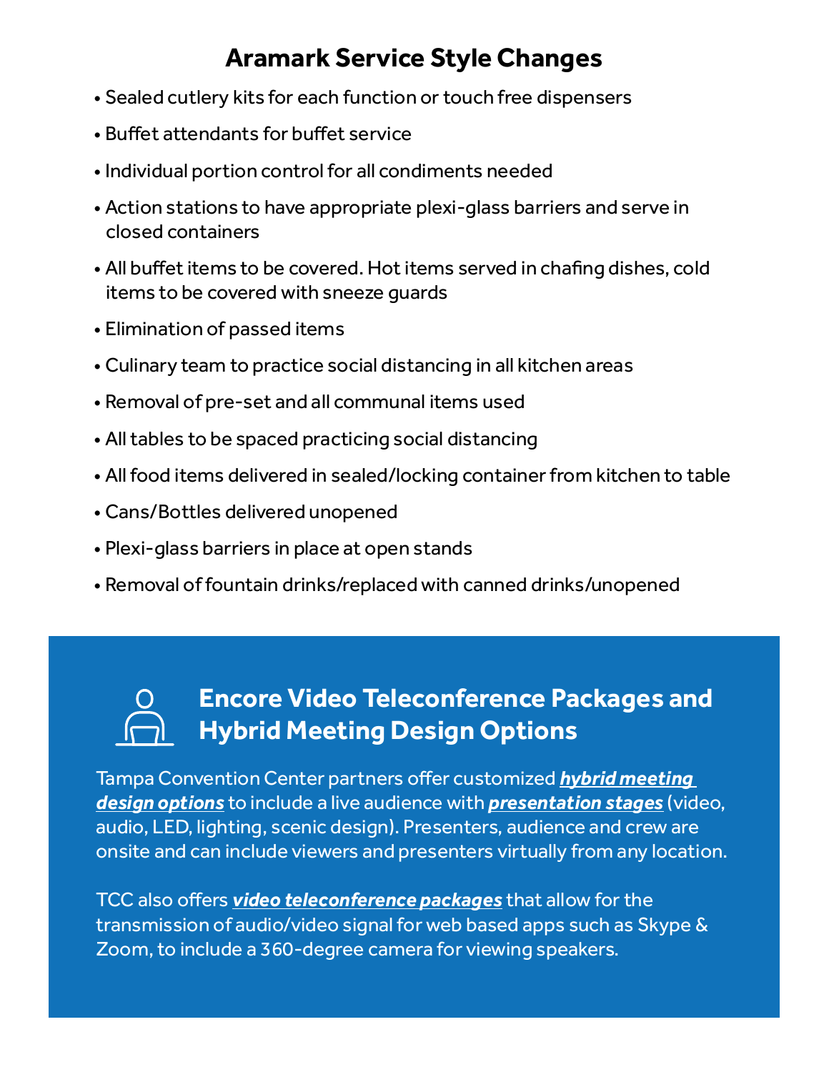## Aramark Service Style Changes

- Sealed cutlery kits for each function or touch free dispensers
- Buffet attendants for buffet service
- Individual portion control for all condiments needed
- Action stations to have appropriate plexi-glass barriers and serve in closed containers
- All buffet items to be covered. Hot items served in chafing dishes, cold items to be covered with sneeze guards
- Elimination of passed items
- Culinary team to practice social distancing in all kitchen areas
- Removal of pre-set and all communal items used
- All tables to be spaced practicing social distancing
- All food items delivered in sealed/locking container from kitchen to table
- Cans/Bottles delivered unopened
- Plexi-glass barriers in place at open stands
- Removal of fountain drinks/replaced with canned drinks/unopened

## Encore Video Teleconference Packages and Hybrid Meeting Design Options

Tampa Convention Center partners offer customized ***hybrid meeting design options*** to include a live audience with ***presentation stages*** (video, audio, LED, lighting, scenic design). Presenters, audience and crew are onsite and can include viewers and presenters virtually from any location.

TCC also offers ***video teleconference packages*** that allow for the transmission of audio/video signal for web based apps such as Skype & Zoom, to include a 360-degree camera for viewing speakers.